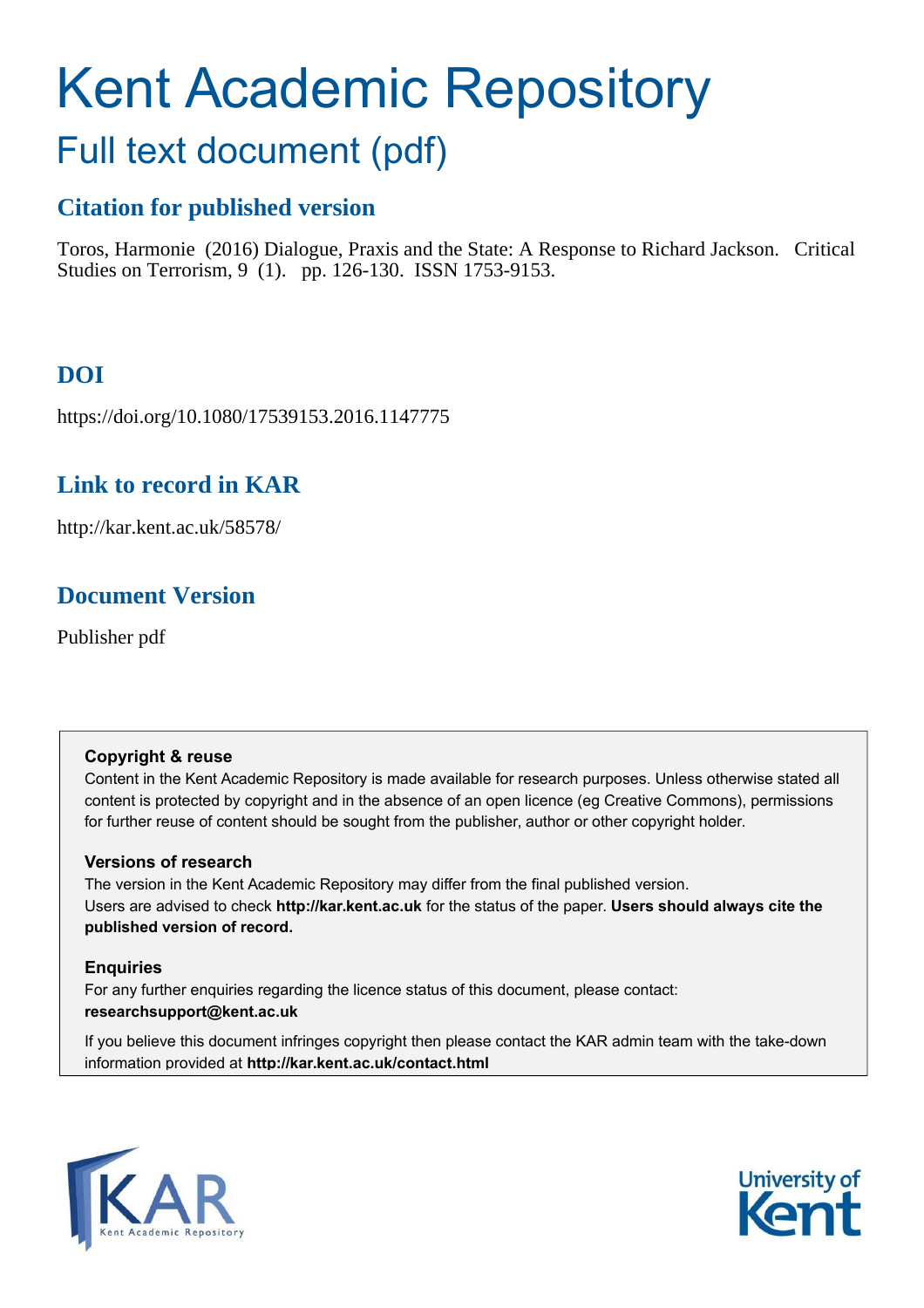# Kent Academic Repository

## Full text document (pdf)

### Citation for published version

Toros, Harmonie (2016) Dialogue, Praxis and the State: A Response to Richard Jackson. Critical Studies on Terrorism, 9 (1). pp. 126-130. ISSN 1753-9153.

### DOI

https://doi.org/10.1080/17539153.2016.1147775

### Link to record in KAR

http://kar.kent.ac.uk/58578/

### Document Version

Publisher pdf

**Copyright & reuse**

Content in the Kent Academic Repository is made available for research purposes. Unless otherwise stated all content is protected by copyright and in the absence of an open licence (eg Creative Commons), permissions for further reuse of content should be sought from the publisher, author or other copyright holder.

**Versions of research**

The version in the Kent Academic Repository may differ from the final published version.
Users are advised to check **http://kar.kent.ac.uk** for the status of the paper. **Users should always cite the published version of record.**

**Enquiries**

For any further enquiries regarding the licence status of this document, please contact:
**researchsupport@kent.ac.uk**

If you believe this document infringes copyright then please contact the KAR admin team with the take-down information provided at **http://kar.kent.ac.uk/contact.html**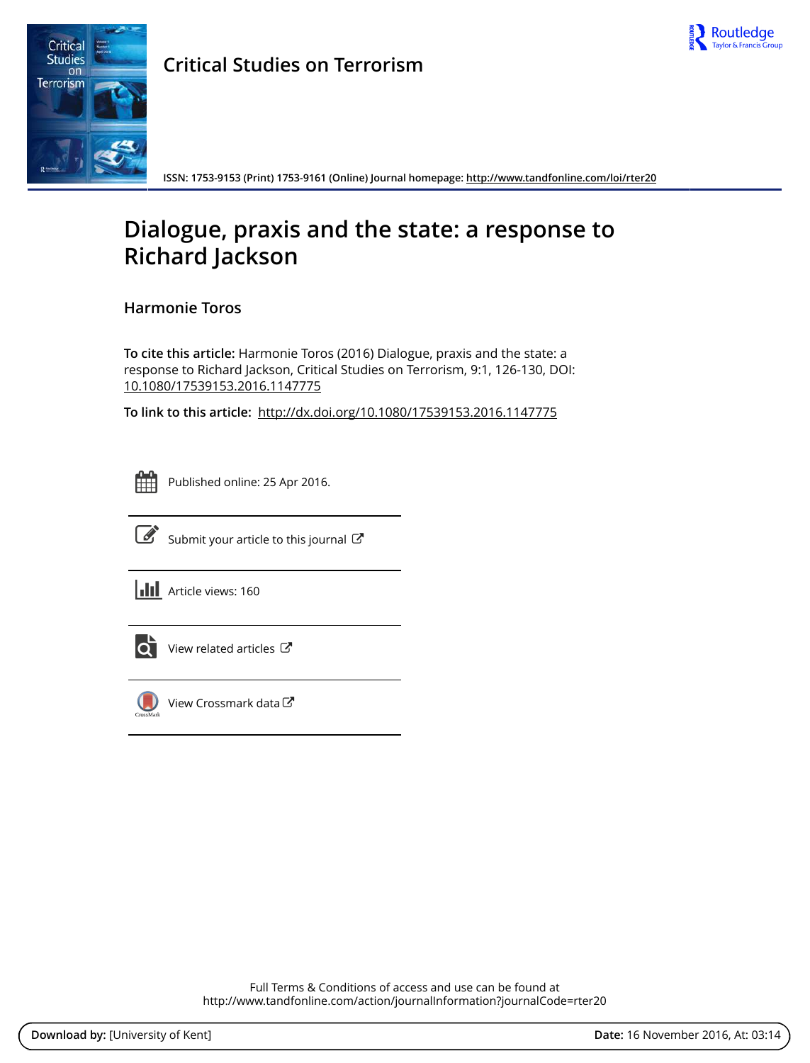# Dialogue, praxis and the state: a response to Richard Jackson

Harmonie Toros

**To cite this article:** Harmonie Toros (2016) Dialogue, praxis and the state: a response to Richard Jackson, Critical Studies on Terrorism, 9:1, 126-130, DOI: 10.1080/17539153.2016.1147775

**To link to this article:** http://dx.doi.org/10.1080/17539153.2016.1147775

Published online: 25 Apr 2016.

Submit your article to this journal

Article views: 160

View related articles

View Crossmark data

Full Terms & Conditions of access and use can be found at http://www.tandfonline.com/action/journalInformation?journalCode=rter20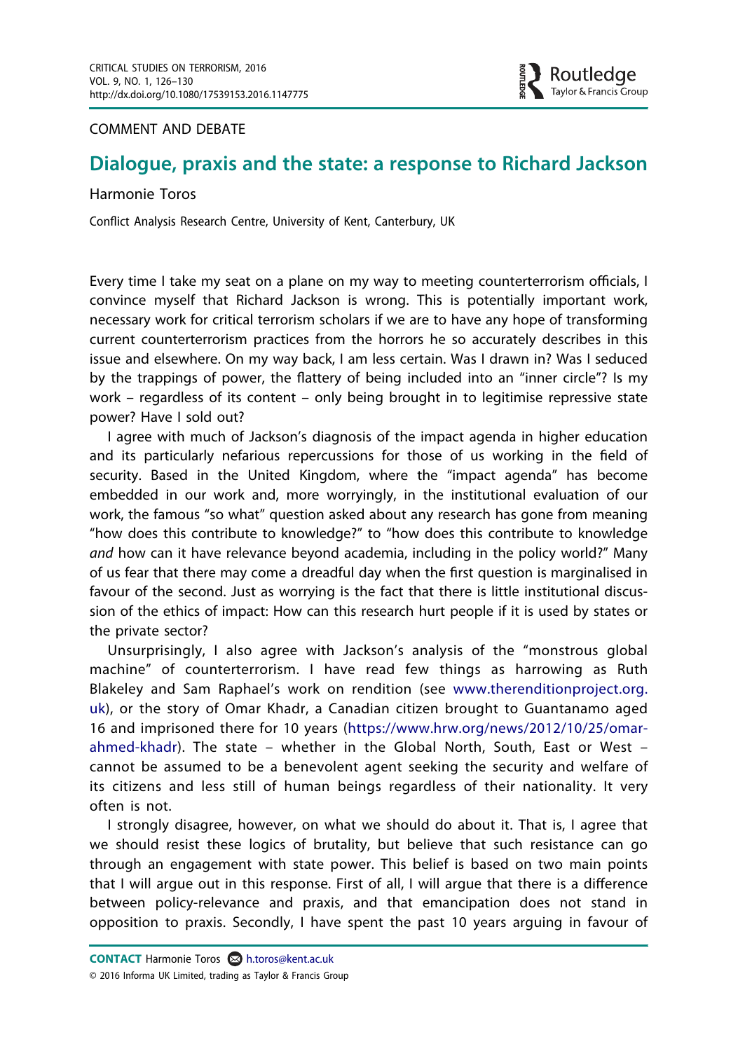COMMENT AND DEBATE

# Dialogue, praxis and the state: a response to Richard Jackson

Harmonie Toros

Conflict Analysis Research Centre, University of Kent, Canterbury, UK

Every time I take my seat on a plane on my way to meeting counterterrorism officials, I convince myself that Richard Jackson is wrong. This is potentially important work, necessary work for critical terrorism scholars if we are to have any hope of transforming current counterterrorism practices from the horrors he so accurately describes in this issue and elsewhere. On my way back, I am less certain. Was I drawn in? Was I seduced by the trappings of power, the flattery of being included into an "inner circle"? Is my work – regardless of its content – only being brought in to legitimise repressive state power? Have I sold out?

I agree with much of Jackson's diagnosis of the impact agenda in higher education and its particularly nefarious repercussions for those of us working in the field of security. Based in the United Kingdom, where the "impact agenda" has become embedded in our work and, more worryingly, in the institutional evaluation of our work, the famous "so what" question asked about any research has gone from meaning "how does this contribute to knowledge?" to "how does this contribute to knowledge *and* how can it have relevance beyond academia, including in the policy world?" Many of us fear that there may come a dreadful day when the first question is marginalised in favour of the second. Just as worrying is the fact that there is little institutional discussion of the ethics of impact: How can this research hurt people if it is used by states or the private sector?

Unsurprisingly, I also agree with Jackson's analysis of the "monstrous global machine" of counterterrorism. I have read few things as harrowing as Ruth Blakeley and Sam Raphael's work on rendition (see www.therenditionproject.org.uk), or the story of Omar Khadr, a Canadian citizen brought to Guantanamo aged 16 and imprisoned there for 10 years (https://www.hrw.org/news/2012/10/25/omar-ahmed-khadr). The state – whether in the Global North, South, East or West – cannot be assumed to be a benevolent agent seeking the security and welfare of its citizens and less still of human beings regardless of their nationality. It very often is not.

I strongly disagree, however, on what we should do about it. That is, I agree that we should resist these logics of brutality, but believe that such resistance can go through an engagement with state power. This belief is based on two main points that I will argue out in this response. First of all, I will argue that there is a difference between policy-relevance and praxis, and that emancipation does not stand in opposition to praxis. Secondly, I have spent the past 10 years arguing in favour of

**CONTACT** Harmonie Toros h.toros@kent.ac.uk

© 2016 Informa UK Limited, trading as Taylor & Francis Group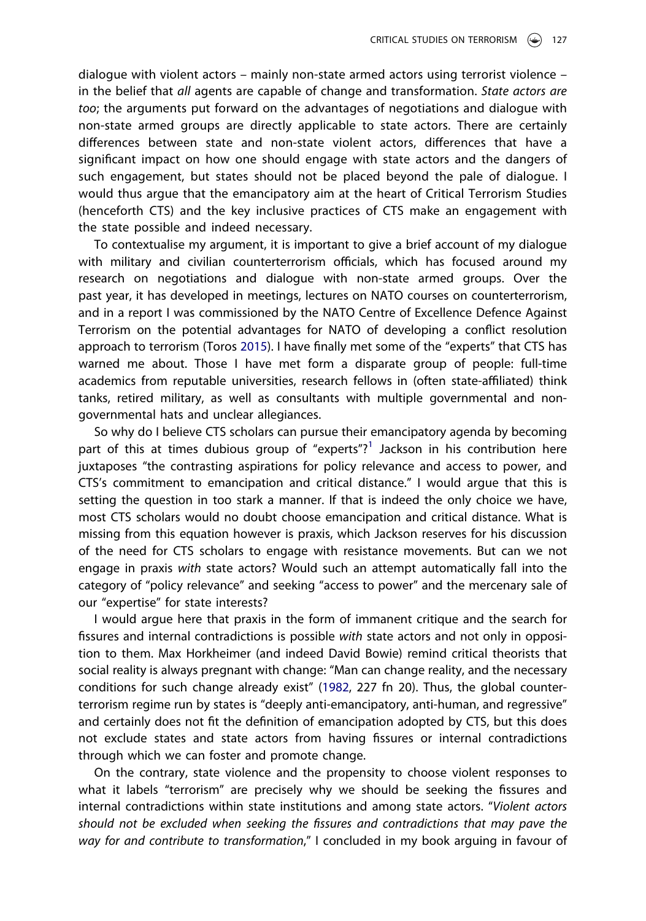dialogue with violent actors – mainly non-state armed actors using terrorist violence – in the belief that *all* agents are capable of change and transformation. *State actors are too*; the arguments put forward on the advantages of negotiations and dialogue with non-state armed groups are directly applicable to state actors. There are certainly differences between state and non-state violent actors, differences that have a significant impact on how one should engage with state actors and the dangers of such engagement, but states should not be placed beyond the pale of dialogue. I would thus argue that the emancipatory aim at the heart of Critical Terrorism Studies (henceforth CTS) and the key inclusive practices of CTS make an engagement with the state possible and indeed necessary.

To contextualise my argument, it is important to give a brief account of my dialogue with military and civilian counterterrorism officials, which has focused around my research on negotiations and dialogue with non-state armed groups. Over the past year, it has developed in meetings, lectures on NATO courses on counterterrorism, and in a report I was commissioned by the NATO Centre of Excellence Defence Against Terrorism on the potential advantages for NATO of developing a conflict resolution approach to terrorism (Toros 2015). I have finally met some of the "experts" that CTS has warned me about. Those I have met form a disparate group of people: full-time academics from reputable universities, research fellows in (often state-affiliated) think tanks, retired military, as well as consultants with multiple governmental and non-governmental hats and unclear allegiances.

So why do I believe CTS scholars can pursue their emancipatory agenda by becoming part of this at times dubious group of "experts"?[1] Jackson in his contribution here juxtaposes "the contrasting aspirations for policy relevance and access to power, and CTS's commitment to emancipation and critical distance." I would argue that this is setting the question in too stark a manner. If that is indeed the only choice we have, most CTS scholars would no doubt choose emancipation and critical distance. What is missing from this equation however is praxis, which Jackson reserves for his discussion of the need for CTS scholars to engage with resistance movements. But can we not engage in praxis *with* state actors? Would such an attempt automatically fall into the category of "policy relevance" and seeking "access to power" and the mercenary sale of our "expertise" for state interests?

I would argue here that praxis in the form of immanent critique and the search for fissures and internal contradictions is possible *with* state actors and not only in opposition to them. Max Horkheimer (and indeed David Bowie) remind critical theorists that social reality is always pregnant with change: "Man can change reality, and the necessary conditions for such change already exist" (1982, 227 fn 20). Thus, the global counter-terrorism regime run by states is "deeply anti-emancipatory, anti-human, and regressive" and certainly does not fit the definition of emancipation adopted by CTS, but this does not exclude states and state actors from having fissures or internal contradictions through which we can foster and promote change.

On the contrary, state violence and the propensity to choose violent responses to what it labels "terrorism" are precisely why we should be seeking the fissures and internal contradictions within state institutions and among state actors. "*Violent actors should not be excluded when seeking the fissures and contradictions that may pave the way for and contribute to transformation*," I concluded in my book arguing in favour of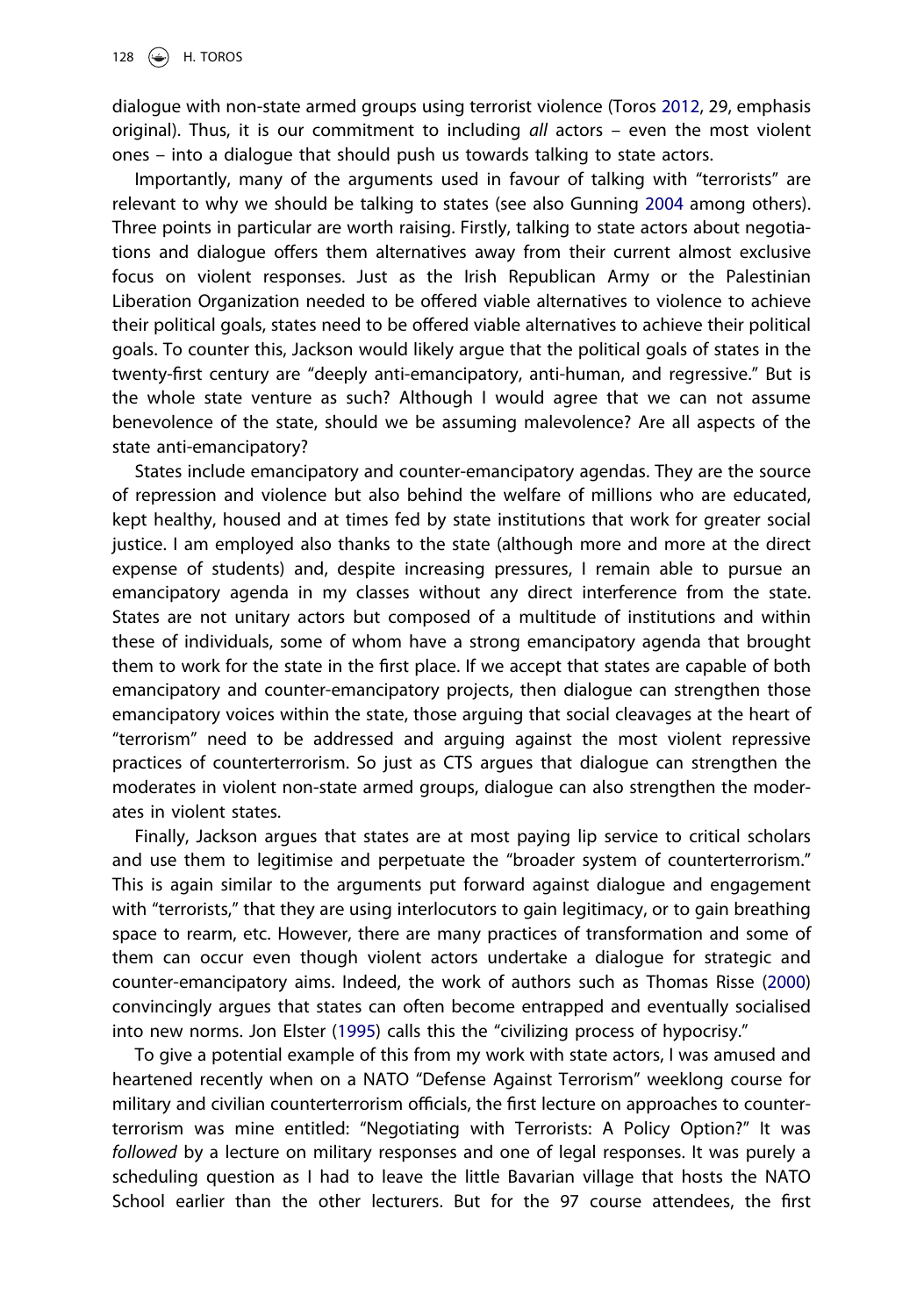dialogue with non-state armed groups using terrorist violence (Toros 2012, 29, emphasis original). Thus, it is our commitment to including *all* actors – even the most violent ones – into a dialogue that should push us towards talking to state actors.

Importantly, many of the arguments used in favour of talking with "terrorists" are relevant to why we should be talking to states (see also Gunning 2004 among others). Three points in particular are worth raising. Firstly, talking to state actors about negotiations and dialogue offers them alternatives away from their current almost exclusive focus on violent responses. Just as the Irish Republican Army or the Palestinian Liberation Organization needed to be offered viable alternatives to violence to achieve their political goals, states need to be offered viable alternatives to achieve their political goals. To counter this, Jackson would likely argue that the political goals of states in the twenty-first century are "deeply anti-emancipatory, anti-human, and regressive." But is the whole state venture as such? Although I would agree that we can not assume benevolence of the state, should we be assuming malevolence? Are all aspects of the state anti-emancipatory?

States include emancipatory and counter-emancipatory agendas. They are the source of repression and violence but also behind the welfare of millions who are educated, kept healthy, housed and at times fed by state institutions that work for greater social justice. I am employed also thanks to the state (although more and more at the direct expense of students) and, despite increasing pressures, I remain able to pursue an emancipatory agenda in my classes without any direct interference from the state. States are not unitary actors but composed of a multitude of institutions and within these of individuals, some of whom have a strong emancipatory agenda that brought them to work for the state in the first place. If we accept that states are capable of both emancipatory and counter-emancipatory projects, then dialogue can strengthen those emancipatory voices within the state, those arguing that social cleavages at the heart of "terrorism" need to be addressed and arguing against the most violent repressive practices of counterterrorism. So just as CTS argues that dialogue can strengthen the moderates in violent non-state armed groups, dialogue can also strengthen the moderates in violent states.

Finally, Jackson argues that states are at most paying lip service to critical scholars and use them to legitimise and perpetuate the "broader system of counterterrorism." This is again similar to the arguments put forward against dialogue and engagement with "terrorists," that they are using interlocutors to gain legitimacy, or to gain breathing space to rearm, etc. However, there are many practices of transformation and some of them can occur even though violent actors undertake a dialogue for strategic and counter-emancipatory aims. Indeed, the work of authors such as Thomas Risse (2000) convincingly argues that states can often become entrapped and eventually socialised into new norms. Jon Elster (1995) calls this the "civilizing process of hypocrisy."

To give a potential example of this from my work with state actors, I was amused and heartened recently when on a NATO "Defense Against Terrorism" weeklong course for military and civilian counterterrorism officials, the first lecture on approaches to counterterrorism was mine entitled: "Negotiating with Terrorists: A Policy Option?" It was *followed* by a lecture on military responses and one of legal responses. It was purely a scheduling question as I had to leave the little Bavarian village that hosts the NATO School earlier than the other lecturers. But for the 97 course attendees, the first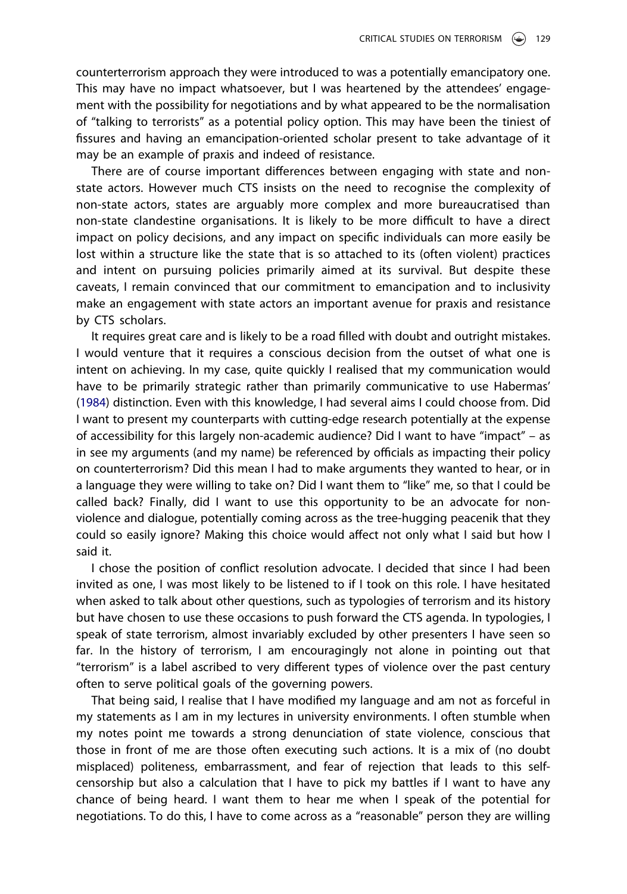counterterrorism approach they were introduced to was a potentially emancipatory one. This may have no impact whatsoever, but I was heartened by the attendees' engagement with the possibility for negotiations and by what appeared to be the normalisation of "talking to terrorists" as a potential policy option. This may have been the tiniest of fissures and having an emancipation-oriented scholar present to take advantage of it may be an example of praxis and indeed of resistance.

There are of course important differences between engaging with state and non-state actors. However much CTS insists on the need to recognise the complexity of non-state actors, states are arguably more complex and more bureaucratised than non-state clandestine organisations. It is likely to be more difficult to have a direct impact on policy decisions, and any impact on specific individuals can more easily be lost within a structure like the state that is so attached to its (often violent) practices and intent on pursuing policies primarily aimed at its survival. But despite these caveats, I remain convinced that our commitment to emancipation and to inclusivity make an engagement with state actors an important avenue for praxis and resistance by CTS scholars.

It requires great care and is likely to be a road filled with doubt and outright mistakes. I would venture that it requires a conscious decision from the outset of what one is intent on achieving. In my case, quite quickly I realised that my communication would have to be primarily strategic rather than primarily communicative to use Habermas' (1984) distinction. Even with this knowledge, I had several aims I could choose from. Did I want to present my counterparts with cutting-edge research potentially at the expense of accessibility for this largely non-academic audience? Did I want to have "impact" – as in see my arguments (and my name) be referenced by officials as impacting their policy on counterterrorism? Did this mean I had to make arguments they wanted to hear, or in a language they were willing to take on? Did I want them to "like" me, so that I could be called back? Finally, did I want to use this opportunity to be an advocate for non-violence and dialogue, potentially coming across as the tree-hugging peacenik that they could so easily ignore? Making this choice would affect not only what I said but how I said it.

I chose the position of conflict resolution advocate. I decided that since I had been invited as one, I was most likely to be listened to if I took on this role. I have hesitated when asked to talk about other questions, such as typologies of terrorism and its history but have chosen to use these occasions to push forward the CTS agenda. In typologies, I speak of state terrorism, almost invariably excluded by other presenters I have seen so far. In the history of terrorism, I am encouragingly not alone in pointing out that "terrorism" is a label ascribed to very different types of violence over the past century often to serve political goals of the governing powers.

That being said, I realise that I have modified my language and am not as forceful in my statements as I am in my lectures in university environments. I often stumble when my notes point me towards a strong denunciation of state violence, conscious that those in front of me are those often executing such actions. It is a mix of (no doubt misplaced) politeness, embarrassment, and fear of rejection that leads to this self-censorship but also a calculation that I have to pick my battles if I want to have any chance of being heard. I want them to hear me when I speak of the potential for negotiations. To do this, I have to come across as a "reasonable" person they are willing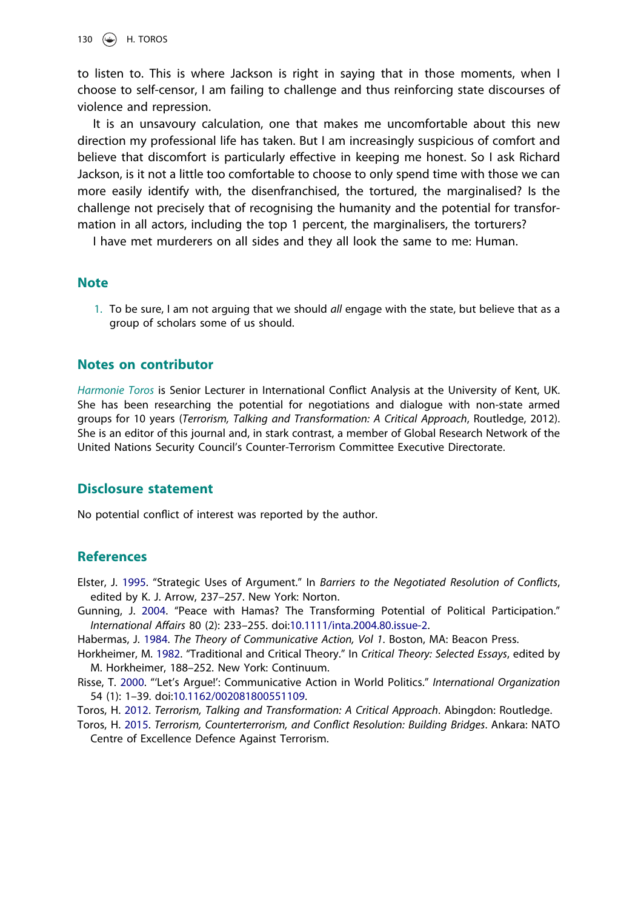to listen to. This is where Jackson is right in saying that in those moments, when I choose to self-censor, I am failing to challenge and thus reinforcing state discourses of violence and repression.

It is an unsavoury calculation, one that makes me uncomfortable about this new direction my professional life has taken. But I am increasingly suspicious of comfort and believe that discomfort is particularly effective in keeping me honest. So I ask Richard Jackson, is it not a little too comfortable to choose to only spend time with those we can more easily identify with, the disenfranchised, the tortured, the marginalised? Is the challenge not precisely that of recognising the humanity and the potential for transformation in all actors, including the top 1 percent, the marginalisers, the torturers?

I have met murderers on all sides and they all look the same to me: Human.

## Note

1. To be sure, I am not arguing that we should *all* engage with the state, but believe that as a group of scholars some of us should.

## Notes on contributor

*Harmonie Toros* is Senior Lecturer in International Conflict Analysis at the University of Kent, UK. She has been researching the potential for negotiations and dialogue with non-state armed groups for 10 years (*Terrorism, Talking and Transformation: A Critical Approach*, Routledge, 2012). She is an editor of this journal and, in stark contrast, a member of Global Research Network of the United Nations Security Council's Counter-Terrorism Committee Executive Directorate.

## Disclosure statement

No potential conflict of interest was reported by the author.

## References

Elster, J. 1995. "Strategic Uses of Argument." In *Barriers to the Negotiated Resolution of Conflicts*, edited by K. J. Arrow, 237–257. New York: Norton.

Gunning, J. 2004. "Peace with Hamas? The Transforming Potential of Political Participation." *International Affairs* 80 (2): 233–255. doi:10.1111/inta.2004.80.issue-2.

Habermas, J. 1984. *The Theory of Communicative Action, Vol 1*. Boston, MA: Beacon Press.

Horkheimer, M. 1982. "Traditional and Critical Theory." In *Critical Theory: Selected Essays*, edited by M. Horkheimer, 188–252. New York: Continuum.

Risse, T. 2000. "'Let's Argue!': Communicative Action in World Politics." *International Organization* 54 (1): 1–39. doi:10.1162/002081800551109.

Toros, H. 2012. *Terrorism, Talking and Transformation: A Critical Approach*. Abingdon: Routledge.

Toros, H. 2015. *Terrorism, Counterterrorism, and Conflict Resolution: Building Bridges*. Ankara: NATO Centre of Excellence Defence Against Terrorism.